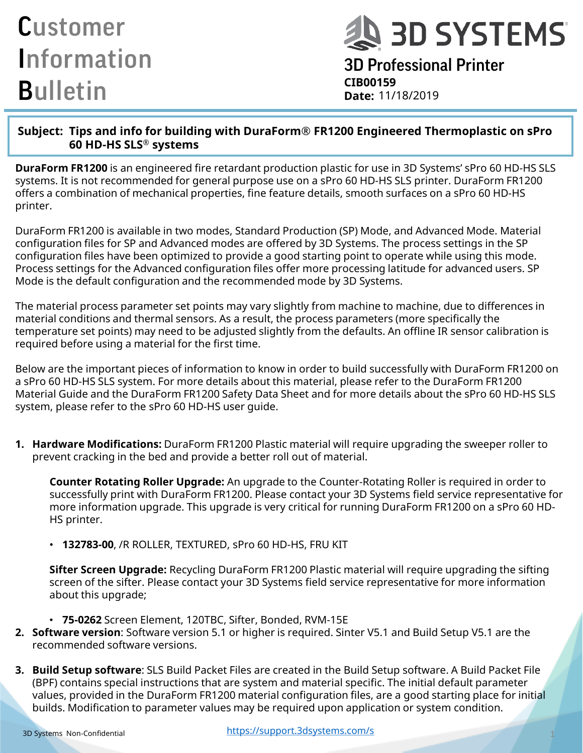# Customer Information Bulletin

**3D SYSTEMS**

## 3D Professional Printer

**CIB00159**
**Date:** 11/18/2019

**Subject: Tips and info for building with DuraForm® FR1200 Engineered Thermoplastic on sPro 60 HD-HS SLS® systems**

**DuraForm FR1200** is an engineered fire retardant production plastic for use in 3D Systems' sPro 60 HD-HS SLS systems. It is not recommended for general purpose use on a sPro 60 HD-HS SLS printer. DuraForm FR1200 offers a combination of mechanical properties, fine feature details, smooth surfaces on a sPro 60 HD-HS printer.

DuraForm FR1200 is available in two modes, Standard Production (SP) Mode, and Advanced Mode. Material configuration files for SP and Advanced modes are offered by 3D Systems. The process settings in the SP configuration files have been optimized to provide a good starting point to operate while using this mode. Process settings for the Advanced configuration files offer more processing latitude for advanced users. SP Mode is the default configuration and the recommended mode by 3D Systems.

The material process parameter set points may vary slightly from machine to machine, due to differences in material conditions and thermal sensors. As a result, the process parameters (more specifically the temperature set points) may need to be adjusted slightly from the defaults. An offline IR sensor calibration is required before using a material for the first time.

Below are the important pieces of information to know in order to build successfully with DuraForm FR1200 on a sPro 60 HD-HS SLS system. For more details about this material, please refer to the DuraForm FR1200 Material Guide and the DuraForm FR1200 Safety Data Sheet and for more details about the sPro 60 HD-HS SLS system, please refer to the sPro 60 HD-HS user guide.

1. **Hardware Modifications:** DuraForm FR1200 Plastic material will require upgrading the sweeper roller to prevent cracking in the bed and provide a better roll out of material.

   **Counter Rotating Roller Upgrade:** An upgrade to the Counter-Rotating Roller is required in order to successfully print with DuraForm FR1200. Please contact your 3D Systems field service representative for more information upgrade. This upgrade is very critical for running DuraForm FR1200 on a sPro 60 HD-HS printer.

   - **132783-00**, /R ROLLER, TEXTURED, sPro 60 HD-HS, FRU KIT

   **Sifter Screen Upgrade:** Recycling DuraForm FR1200 Plastic material will require upgrading the sifting screen of the sifter. Please contact your 3D Systems field service representative for more information about this upgrade;

   - **75-0262** Screen Element, 120TBC, Sifter, Bonded, RVM-15E

2. **Software version**: Software version 5.1 or higher is required. Sinter V5.1 and Build Setup V5.1 are the recommended software versions.

3. **Build Setup software**: SLS Build Packet Files are created in the Build Setup software. A Build Packet File (BPF) contains special instructions that are system and material specific. The initial default parameter values, provided in the DuraForm FR1200 material configuration files, are a good starting place for initial builds. Modification to parameter values may be required upon application or system condition.

3D Systems Non-Confidential

https://support.3dsystems.com/s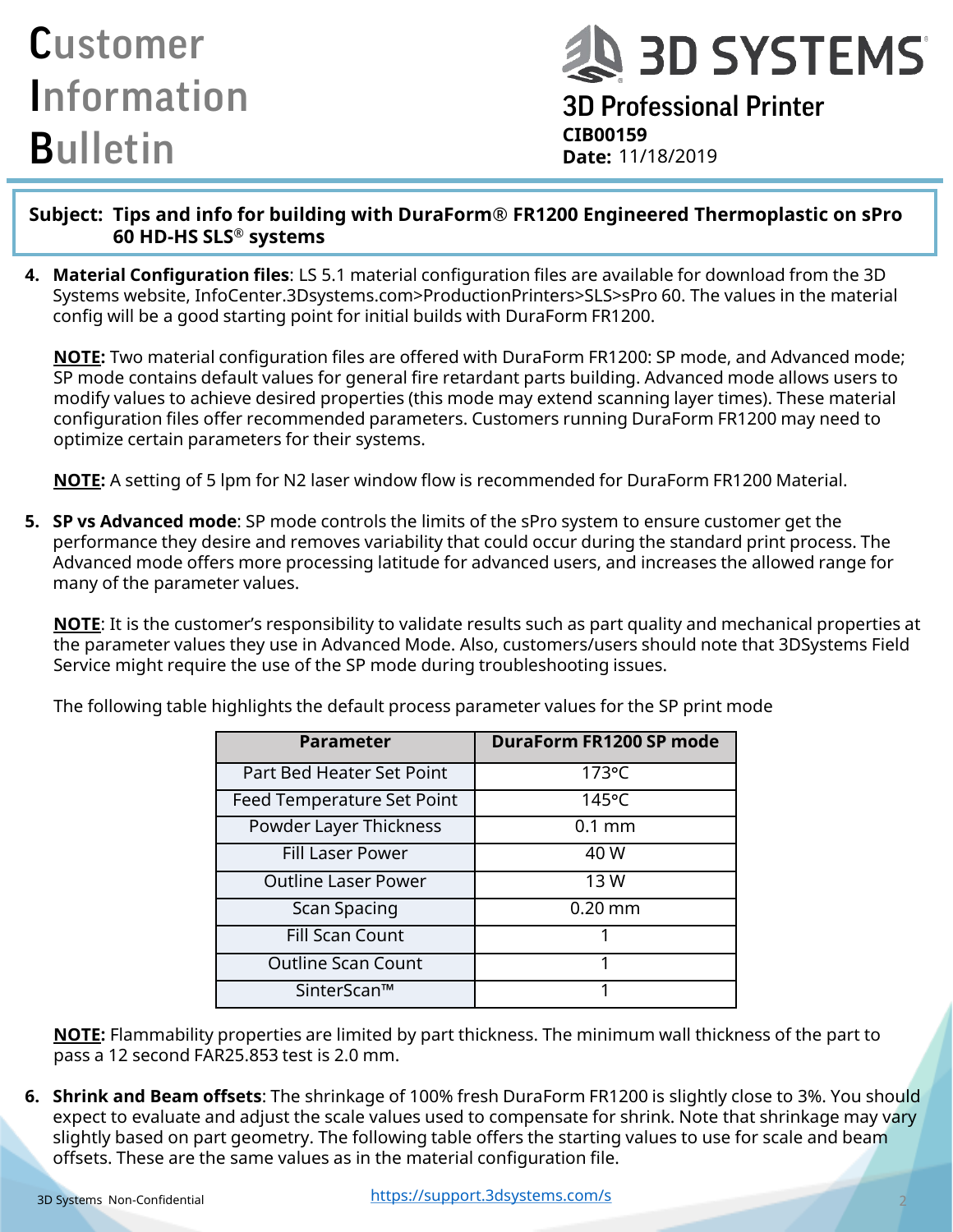**Subject: Tips and info for building with DuraForm® FR1200 Engineered Thermoplastic on sPro 60 HD-HS SLS® systems**

4. **Material Configuration files**: LS 5.1 material configuration files are available for download from the 3D Systems website, InfoCenter.3Dsystems.com>ProductionPrinters>SLS>sPro 60. The values in the material config will be a good starting point for initial builds with DuraForm FR1200.

   **NOTE:** Two material configuration files are offered with DuraForm FR1200: SP mode, and Advanced mode; SP mode contains default values for general fire retardant parts building. Advanced mode allows users to modify values to achieve desired properties (this mode may extend scanning layer times). These material configuration files offer recommended parameters. Customers running DuraForm FR1200 may need to optimize certain parameters for their systems.

   **NOTE:** A setting of 5 lpm for N2 laser window flow is recommended for DuraForm FR1200 Material.

5. **SP vs Advanced mode**: SP mode controls the limits of the sPro system to ensure customer get the performance they desire and removes variability that could occur during the standard print process. The Advanced mode offers more processing latitude for advanced users, and increases the allowed range for many of the parameter values.

   **NOTE**: It is the customer's responsibility to validate results such as part quality and mechanical properties at the parameter values they use in Advanced Mode. Also, customers/users should note that 3DSystems Field Service might require the use of the SP mode during troubleshooting issues.

   The following table highlights the default process parameter values for the SP print mode

| Parameter | DuraForm FR1200 SP mode |
|---|---|
| Part Bed Heater Set Point | 173°C |
| Feed Temperature Set Point | 145°C |
| Powder Layer Thickness | 0.1 mm |
| Fill Laser Power | 40 W |
| Outline Laser Power | 13 W |
| Scan Spacing | 0.20 mm |
| Fill Scan Count | 1 |
| Outline Scan Count | 1 |
| SinterScan™ | 1 |

   **NOTE:** Flammability properties are limited by part thickness. The minimum wall thickness of the part to pass a 12 second FAR25.853 test is 2.0 mm.

6. **Shrink and Beam offsets**: The shrinkage of 100% fresh DuraForm FR1200 is slightly close to 3%. You should expect to evaluate and adjust the scale values used to compensate for shrink. Note that shrinkage may vary slightly based on part geometry. The following table offers the starting values to use for scale and beam offsets. These are the same values as in the material configuration file.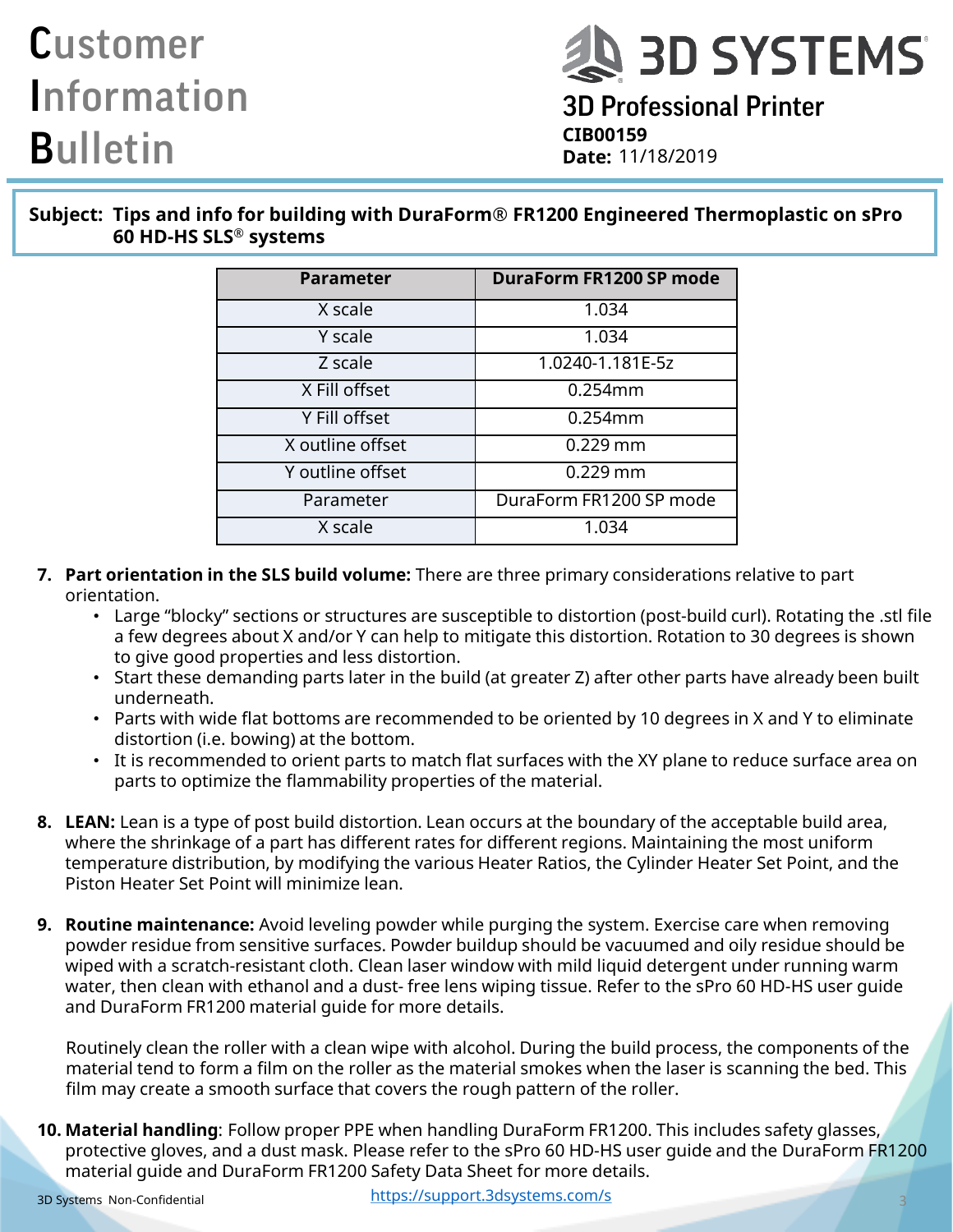**Subject: Tips and info for building with DuraForm® FR1200 Engineered Thermoplastic on sPro 60 HD-HS SLS® systems**

| Parameter | DuraForm FR1200 SP mode |
|---|---|
| X scale | 1.034 |
| Y scale | 1.034 |
| Z scale | 1.0240-1.181E-5z |
| X Fill offset | 0.254mm |
| Y Fill offset | 0.254mm |
| X outline offset | 0.229 mm |
| Y outline offset | 0.229 mm |
| Parameter | DuraForm FR1200 SP mode |
| X scale | 1.034 |

7. **Part orientation in the SLS build volume:** There are three primary considerations relative to part orientation.
   - Large "blocky" sections or structures are susceptible to distortion (post-build curl). Rotating the .stl file a few degrees about X and/or Y can help to mitigate this distortion. Rotation to 30 degrees is shown to give good properties and less distortion.
   - Start these demanding parts later in the build (at greater Z) after other parts have already been built underneath.
   - Parts with wide flat bottoms are recommended to be oriented by 10 degrees in X and Y to eliminate distortion (i.e. bowing) at the bottom.
   - It is recommended to orient parts to match flat surfaces with the XY plane to reduce surface area on parts to optimize the flammability properties of the material.

8. **LEAN:** Lean is a type of post build distortion. Lean occurs at the boundary of the acceptable build area, where the shrinkage of a part has different rates for different regions. Maintaining the most uniform temperature distribution, by modifying the various Heater Ratios, the Cylinder Heater Set Point, and the Piston Heater Set Point will minimize lean.

9. **Routine maintenance:** Avoid leveling powder while purging the system. Exercise care when removing powder residue from sensitive surfaces. Powder buildup should be vacuumed and oily residue should be wiped with a scratch-resistant cloth. Clean laser window with mild liquid detergent under running warm water, then clean with ethanol and a dust- free lens wiping tissue. Refer to the sPro 60 HD-HS user guide and DuraForm FR1200 material guide for more details.

   Routinely clean the roller with a clean wipe with alcohol. During the build process, the components of the material tend to form a film on the roller as the material smokes when the laser is scanning the bed. This film may create a smooth surface that covers the rough pattern of the roller.

10. **Material handling**: Follow proper PPE when handling DuraForm FR1200. This includes safety glasses, protective gloves, and a dust mask. Please refer to the sPro 60 HD-HS user guide and the DuraForm FR1200 material guide and DuraForm FR1200 Safety Data Sheet for more details.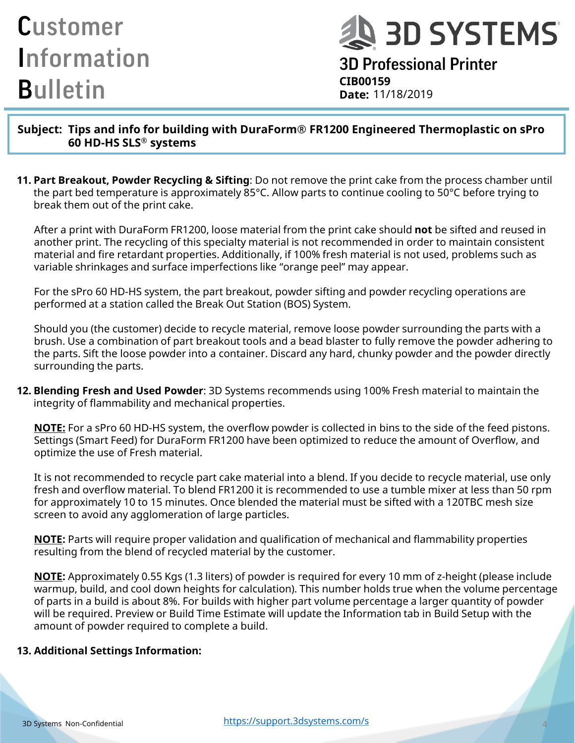**Subject: Tips and info for building with DuraForm® FR1200 Engineered Thermoplastic on sPro 60 HD-HS SLS® systems**

11. **Part Breakout, Powder Recycling & Sifting**: Do not remove the print cake from the process chamber until the part bed temperature is approximately 85°C. Allow parts to continue cooling to 50°C before trying to break them out of the print cake.

    After a print with DuraForm FR1200, loose material from the print cake should **not** be sifted and reused in another print. The recycling of this specialty material is not recommended in order to maintain consistent material and fire retardant properties. Additionally, if 100% fresh material is not used, problems such as variable shrinkages and surface imperfections like "orange peel" may appear.

    For the sPro 60 HD-HS system, the part breakout, powder sifting and powder recycling operations are performed at a station called the Break Out Station (BOS) System.

    Should you (the customer) decide to recycle material, remove loose powder surrounding the parts with a brush. Use a combination of part breakout tools and a bead blaster to fully remove the powder adhering to the parts. Sift the loose powder into a container. Discard any hard, chunky powder and the powder directly surrounding the parts.

12. **Blending Fresh and Used Powder**: 3D Systems recommends using 100% Fresh material to maintain the integrity of flammability and mechanical properties.

    **NOTE:** For a sPro 60 HD-HS system, the overflow powder is collected in bins to the side of the feed pistons. Settings (Smart Feed) for DuraForm FR1200 have been optimized to reduce the amount of Overflow, and optimize the use of Fresh material.

    It is not recommended to recycle part cake material into a blend. If you decide to recycle material, use only fresh and overflow material. To blend FR1200 it is recommended to use a tumble mixer at less than 50 rpm for approximately 10 to 15 minutes. Once blended the material must be sifted with a 120TBC mesh size screen to avoid any agglomeration of large particles.

    **NOTE:** Parts will require proper validation and qualification of mechanical and flammability properties resulting from the blend of recycled material by the customer.

    **NOTE:** Approximately 0.55 Kgs (1.3 liters) of powder is required for every 10 mm of z-height (please include warmup, build, and cool down heights for calculation). This number holds true when the volume percentage of parts in a build is about 8%. For builds with higher part volume percentage a larger quantity of powder will be required. Preview or Build Time Estimate will update the Information tab in Build Setup with the amount of powder required to complete a build.

13. **Additional Settings Information:**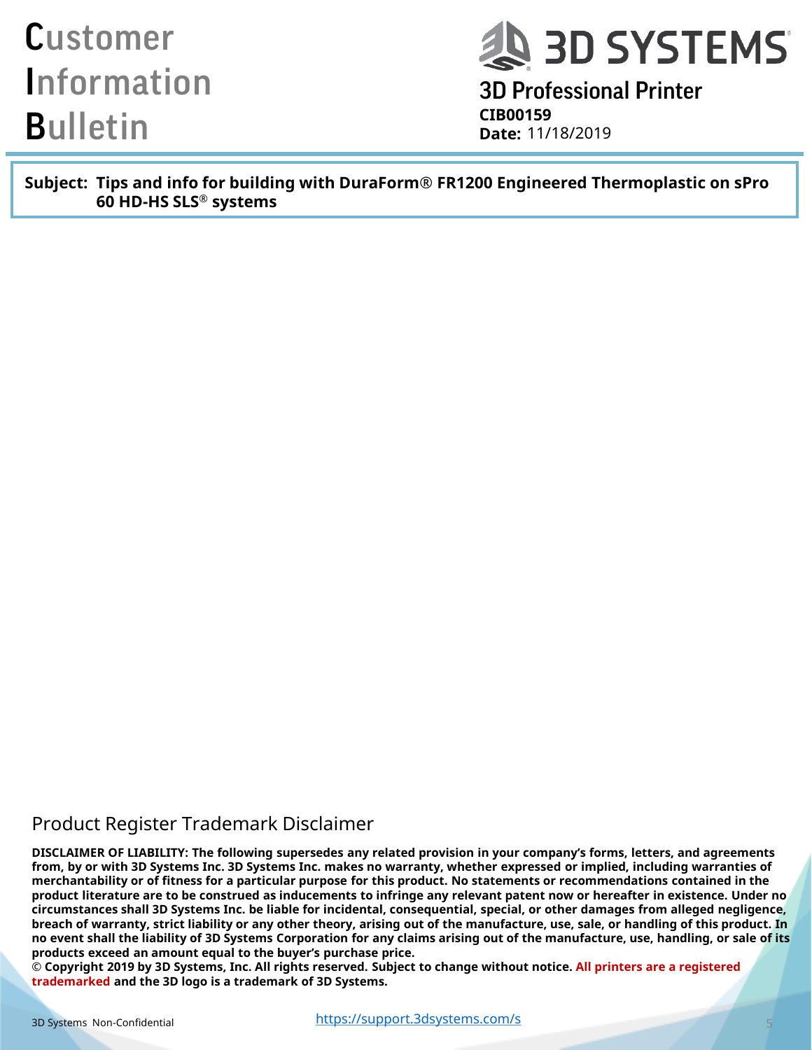# Customer Information Bulletin

**3D SYSTEMS**

**3D Professional Printer**

**CIB00159**

**Date:** 11/18/2019

**Subject: Tips and info for building with DuraForm® FR1200 Engineered Thermoplastic on sPro 60 HD-HS SLS® systems**

## Product Register Trademark Disclaimer

**DISCLAIMER OF LIABILITY: The following supersedes any related provision in your company's forms, letters, and agreements from, by or with 3D Systems Inc. 3D Systems Inc. makes no warranty, whether expressed or implied, including warranties of merchantability or of fitness for a particular purpose for this product. No statements or recommendations contained in the product literature are to be construed as inducements to infringe any relevant patent now or hereafter in existence. Under no circumstances shall 3D Systems Inc. be liable for incidental, consequential, special, or other damages from alleged negligence, breach of warranty, strict liability or any other theory, arising out of the manufacture, use, sale, or handling of this product. In no event shall the liability of 3D Systems Corporation for any claims arising out of the manufacture, use, handling, or sale of its products exceed an amount equal to the buyer's purchase price.**

**© Copyright 2019 by 3D Systems, Inc. All rights reserved. Subject to change without notice. All printers are a registered trademarked and the 3D logo is a trademark of 3D Systems.**

3D Systems Non-Confidential

https://support.3dsystems.com/s